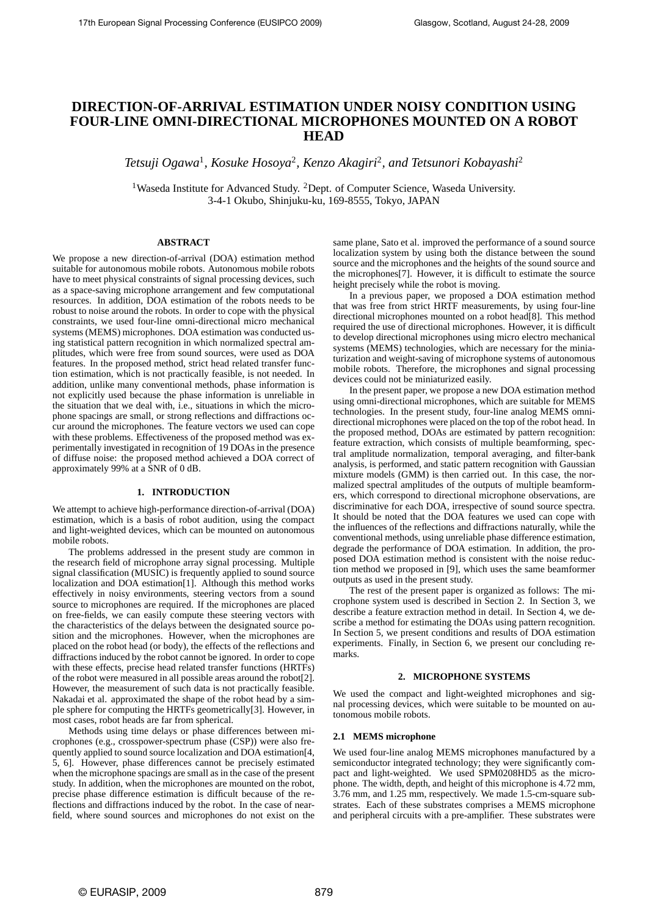# DIRECTION-OF-ARRIVAL ESTIMATION UNDER NOISY CONDITION USING FOUR-LINE OMNI-DIRECTIONAL MICROPHONES MOUNTED ON A ROBOT HEAD

*Tetsuji Ogawa*[1], *Kosuke Hosoya*[2], *Kenzo Akagiri*[2], *and Tetsunori Kobayashi*[2]

[1]Waseda Institute for Advanced Study. [2]Dept. of Computer Science, Waseda University.
3-4-1 Okubo, Shinjuku-ku, 169-8555, Tokyo, JAPAN

## ABSTRACT

We propose a new direction-of-arrival (DOA) estimation method suitable for autonomous mobile robots. Autonomous mobile robots have to meet physical constraints of signal processing devices, such as a space-saving microphone arrangement and few computational resources. In addition, DOA estimation of the robots needs to be robust to noise around the robots. In order to cope with the physical constraints, we used four-line omni-directional micro mechanical systems (MEMS) microphones. DOA estimation was conducted using statistical pattern recognition in which normalized spectral amplitudes, which were free from sound sources, were used as DOA features. In the proposed method, strict head related transfer function estimation, which is not practically feasible, is not needed. In addition, unlike many conventional methods, phase information is not explicitly used because the phase information is unreliable in the situation that we deal with, i.e., situations in which the microphone spacings are small, or strong reflections and diffractions occur around the microphones. The feature vectors we used can cope with these problems. Effectiveness of the proposed method was experimentally investigated in recognition of 19 DOAs in the presence of diffuse noise: the proposed method achieved a DOA correct of approximately 99% at a SNR of 0 dB.

## 1. INTRODUCTION

We attempt to achieve high-performance direction-of-arrival (DOA) estimation, which is a basis of robot audition, using the compact and light-weighted devices, which can be mounted on autonomous mobile robots.

The problems addressed in the present study are common in the research field of microphone array signal processing. Multiple signal classification (MUSIC) is frequently applied to sound source localization and DOA estimation[1]. Although this method works effectively in noisy environments, steering vectors from a sound source to microphones are required. If the microphones are placed on free-fields, we can easily compute these steering vectors with the characteristics of the delays between the designated source position and the microphones. However, when the microphones are placed on the robot head (or body), the effects of the reflections and diffractions induced by the robot cannot be ignored. In order to cope with these effects, precise head related transfer functions (HRTFs) of the robot were measured in all possible areas around the robot[2]. However, the measurement of such data is not practically feasible. Nakadai et al. approximated the shape of the robot head by a simple sphere for computing the HRTFs geometrically[3]. However, in most cases, robot heads are far from spherical.

Methods using time delays or phase differences between microphones (e.g., crosspower-spectrum phase (CSP)) were also frequently applied to sound source localization and DOA estimation[4, 5, 6]. However, phase differences cannot be precisely estimated when the microphone spacings are small as in the case of the present study. In addition, when the microphones are mounted on the robot, precise phase difference estimation is difficult because of the reflections and diffractions induced by the robot. In the case of near-field, where sound sources and microphones do not exist on the same plane, Sato et al. improved the performance of a sound source localization system by using both the distance between the sound source and the microphones and the heights of the sound source and the microphones[7]. However, it is difficult to estimate the source height precisely while the robot is moving.

In a previous paper, we proposed a DOA estimation method that was free from strict HRTF measurements, by using four-line directional microphones mounted on a robot head[8]. This method required the use of directional microphones. However, it is difficult to develop directional microphones using micro electro mechanical systems (MEMS) technologies, which are necessary for the miniaturization and weight-saving of microphone systems of autonomous mobile robots. Therefore, the microphones and signal processing devices could not be miniaturized easily.

In the present paper, we propose a new DOA estimation method using omni-directional microphones, which are suitable for MEMS technologies. In the present study, four-line analog MEMS omni-directional microphones were placed on the top of the robot head. In the proposed method, DOAs are estimated by pattern recognition: feature extraction, which consists of multiple beamforming, spectral amplitude normalization, temporal averaging, and filter-bank analysis, is performed, and static pattern recognition with Gaussian mixture models (GMM) is then carried out. In this case, the normalized spectral amplitudes of the outputs of multiple beamformers, which correspond to directional microphone observations, are discriminative for each DOA, irrespective of sound source spectra. It should be noted that the DOA features we used can cope with the influences of the reflections and diffractions naturally, while the conventional methods, using unreliable phase difference estimation, degrade the performance of DOA estimation. In addition, the proposed DOA estimation method is consistent with the noise reduction method we proposed in [9], which uses the same beamformer outputs as used in the present study.

The rest of the present paper is organized as follows: The microphone system used is described in Section 2. In Section 3, we describe a feature extraction method in detail. In Section 4, we describe a method for estimating the DOAs using pattern recognition. In Section 5, we present conditions and results of DOA estimation experiments. Finally, in Section 6, we present our concluding remarks.

## 2. MICROPHONE SYSTEMS

We used the compact and light-weighted microphones and signal processing devices, which were suitable to be mounted on autonomous mobile robots.

### 2.1 MEMS microphone

We used four-line analog MEMS microphones manufactured by a semiconductor integrated technology; they were significantly compact and light-weighted. We used SPM0208HD5 as the microphone. The width, depth, and height of this microphone is 4.72 mm, 3.76 mm, and 1.25 mm, respectively. We made 1.5-cm-square substrates. Each of these substrates comprises a MEMS microphone and peripheral circuits with a pre-amplifier. These substrates were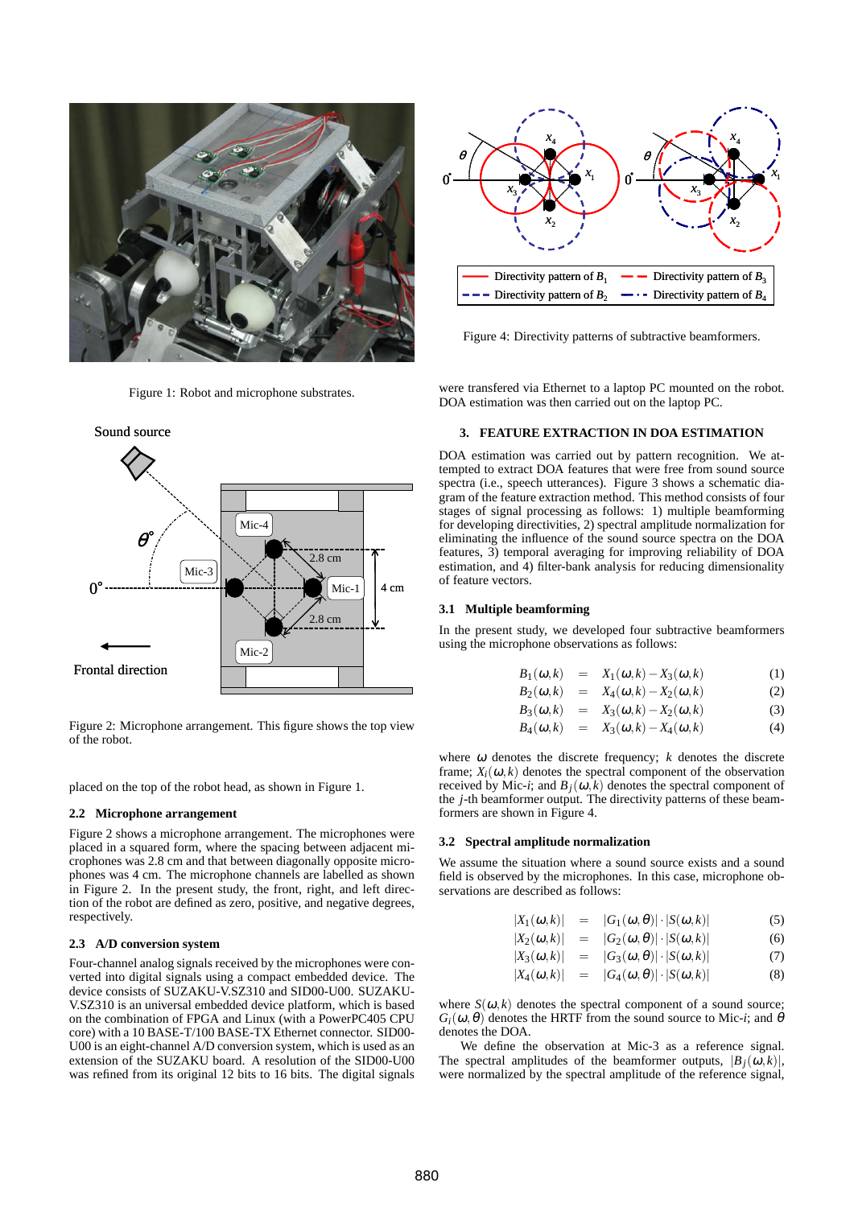Figure 1: Robot and microphone substrates.

Figure 2: Microphone arrangement. This figure shows the top view of the robot.

placed on the top of the robot head, as shown in Figure 1.

### 2.2 Microphone arrangement

Figure 2 shows a microphone arrangement. The microphones were placed in a squared form, where the spacing between adjacent microphones was 2.8 cm and that between diagonally opposite microphones was 4 cm. The microphone channels are labelled as shown in Figure 2. In the present study, the front, right, and left direction of the robot are defined as zero, positive, and negative degrees, respectively.

### 2.3 A/D conversion system

Four-channel analog signals received by the microphones were converted into digital signals using a compact embedded device. The device consists of SUZAKU-V.SZ310 and SID00-U00. SUZAKU-V.SZ310 is an universal embedded device platform, which is based on the combination of FPGA and Linux (with a PowerPC405 CPU core) with a 10 BASE-T/100 BASE-TX Ethernet connector. SID00-U00 is an eight-channel A/D conversion system, which is used as an extension of the SUZAKU board. A resolution of the SID00-U00 was refined from its original 12 bits to 16 bits. The digital signals were transfered via Ethernet to a laptop PC mounted on the robot. DOA estimation was then carried out on the laptop PC.

Figure 4: Directivity patterns of subtractive beamformers.

## 3. FEATURE EXTRACTION IN DOA ESTIMATION

DOA estimation was carried out by pattern recognition. We attempted to extract DOA features that were free from sound source spectra (i.e., speech utterances). Figure 3 shows a schematic diagram of the feature extraction method. This method consists of four stages of signal processing as follows: 1) multiple beamforming for developing directivities, 2) spectral amplitude normalization for eliminating the influence of the sound source spectra on the DOA features, 3) temporal averaging for improving reliability of DOA features, and 4) filter-bank analysis for reducing dimensionality of feature vectors.

### 3.1 Multiple beamforming

In the present study, we developed four subtractive beamformers using the microphone observations as follows:

$$B_1(\omega,k) = X_1(\omega,k) - X_3(\omega,k) \tag{1}$$
$$B_2(\omega,k) = X_4(\omega,k) - X_2(\omega,k) \tag{2}$$
$$B_3(\omega,k) = X_3(\omega,k) - X_2(\omega,k) \tag{3}$$
$$B_4(\omega,k) = X_3(\omega,k) - X_4(\omega,k) \tag{4}$$

where $\omega$ denotes the discrete frequency; $k$ denotes the discrete frame; $X_i(\omega,k)$ denotes the spectral component of the observation received by Mic-$i$; and $B_j(\omega,k)$ denotes the spectral component of the $j$-th beamformer output. The directivity patterns of these beamformers are shown in Figure 4.

### 3.2 Spectral amplitude normalization

We assume the situation where a sound source exists and a sound field is observed by the microphones. In this case, microphone observations are described as follows:

$$|X_1(\omega,k)| = |G_1(\omega,\theta)| \cdot |S(\omega,k)| \tag{5}$$
$$|X_2(\omega,k)| = |G_2(\omega,\theta)| \cdot |S(\omega,k)| \tag{6}$$
$$|X_3(\omega,k)| = |G_3(\omega,\theta)| \cdot |S(\omega,k)| \tag{7}$$
$$|X_4(\omega,k)| = |G_4(\omega,\theta)| \cdot |S(\omega,k)| \tag{8}$$

where $S(\omega,k)$ denotes the spectral component of a sound source; $G_i(\omega,\theta)$ denotes the HRTF from the sound source to Mic-$i$; and $\theta$ denotes the DOA.

We define the observation at Mic-3 as a reference signal. The spectral amplitudes of the beamformer outputs, $|B_j(\omega,k)|$, were normalized by the spectral amplitude of the reference signal,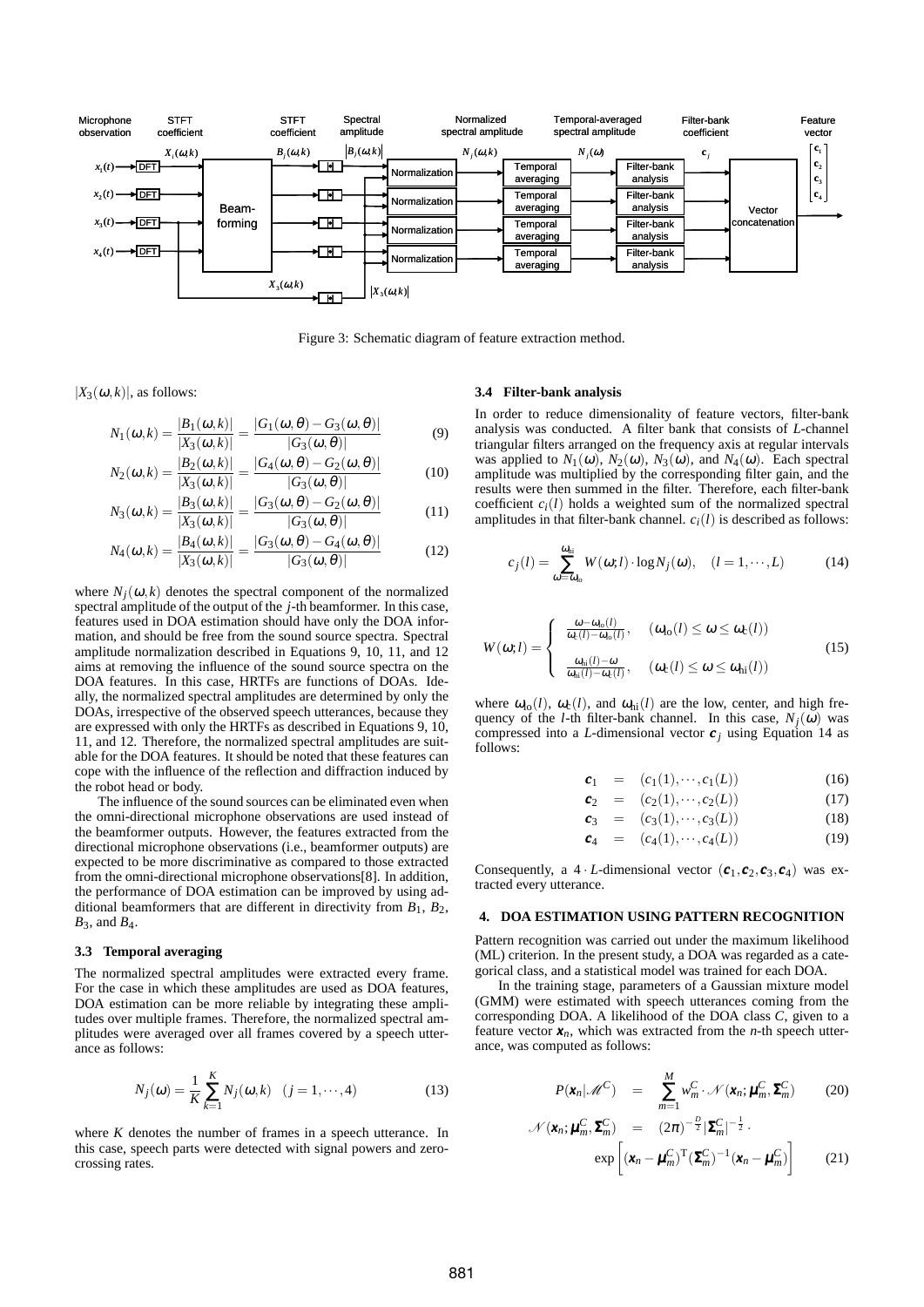Figure 3: Schematic diagram of feature extraction method.

$|X_3(\omega,k)|$, as follows:

$$N_1(\omega,k) = \frac{|B_1(\omega,k)|}{|X_3(\omega,k)|} = \frac{|G_1(\omega,\theta) - G_3(\omega,\theta)|}{|G_3(\omega,\theta)|} \tag{9}$$

$$N_2(\omega,k) = \frac{|B_2(\omega,k)|}{|X_3(\omega,k)|} = \frac{|G_4(\omega,\theta) - G_2(\omega,\theta)|}{|G_3(\omega,\theta)|} \tag{10}$$

$$N_3(\omega,k) = \frac{|B_3(\omega,k)|}{|X_3(\omega,k)|} = \frac{|G_3(\omega,\theta) - G_2(\omega,\theta)|}{|G_3(\omega,\theta)|} \tag{11}$$

$$N_4(\omega,k) = \frac{|B_4(\omega,k)|}{|X_3(\omega,k)|} = \frac{|G_3(\omega,\theta) - G_4(\omega,\theta)|}{|G_3(\omega,\theta)|} \tag{12}$$

where $N_j(\omega,k)$ denotes the spectral component of the normalized spectral amplitude of the output of the $j$-th beamformer. In this case, features used in DOA estimation should have only the DOA information, and should be free from the sound source spectra. Spectral amplitude normalization described in Equations 9, 10, 11, and 12 aims at removing the influence of the sound source spectra on the DOA features. In this case, HRTFs are functions of DOAs. Ideally, the normalized spectral amplitudes are determined by only the DOAs, irrespective of the observed speech utterances, because they are expressed with only the HRTFs as described in Equations 9, 10, 11, and 12. Therefore, the normalized spectral amplitudes are suitable for the DOA features. It should be noted that these features can cope with the influence of the reflection and diffraction induced by the robot head or body.

The influence of the sound sources can be eliminated even when the omni-directional microphone observations are used instead of the beamformer outputs. However, the features extracted from the directional microphone observations (i.e., beamformer outputs) are expected to be more discriminative as compared to those extracted from the omni-directional microphone observations[8]. In addition, the performance of DOA estimation can be improved by using additional beamformers that are different in directivity from $B_1$, $B_2$, $B_3$, and $B_4$.

### 3.3 Temporal averaging

The normalized spectral amplitudes were extracted every frame. For the case in which these amplitudes are used as DOA features, DOA estimation can be more reliable by integrating these amplitudes over multiple frames. Therefore, the normalized spectral amplitudes were averaged over all frames covered by a speech utterance as follows:

$$N_j(\omega) = \frac{1}{K}\sum_{k=1}^{K} N_j(\omega,k) \quad (j = 1,\cdots,4) \tag{13}$$

where $K$ denotes the number of frames in a speech utterance. In this case, speech parts were detected with signal powers and zero-crossing rates.

### 3.4 Filter-bank analysis

In order to reduce dimensionality of feature vectors, filter-bank analysis was conducted. A filter bank that consists of $L$-channel triangular filters arranged on the frequency axis at regular intervals was applied to $N_1(\omega)$, $N_2(\omega)$, $N_3(\omega)$, and $N_4(\omega)$. Each spectral amplitude was multiplied by the corresponding filter gain, and the results were then summed in the filter. Therefore, each filter-bank coefficient $c_i(l)$ holds a weighted sum of the normalized spectral amplitudes in that filter-bank channel. $c_i(l)$ is described as follows:

$$c_j(l) = \sum_{\omega=\omega_{\mathrm{lo}}}^{\omega_{\mathrm{hi}}} W(\omega;l)\cdot \log N_j(\omega), \quad (l = 1,\cdots,L) \tag{14}$$

$$W(\omega;l) = \begin{cases} \frac{\omega - \omega_{\mathrm{lo}}(l)}{\omega_{\mathrm{c}}(l) - \omega_{\mathrm{lo}}(l)}, & (\omega_{\mathrm{lo}}(l) \le \omega \le \omega_{\mathrm{c}}(l)) \\ \frac{\omega_{\mathrm{hi}}(l) - \omega}{\omega_{\mathrm{hi}}(l) - \omega_{\mathrm{c}}(l)}, & (\omega_{\mathrm{c}}(l) \le \omega \le \omega_{\mathrm{hi}}(l)) \end{cases} \tag{15}$$

where $\omega_{\mathrm{lo}}(l)$, $\omega_{\mathrm{c}}(l)$, and $\omega_{\mathrm{hi}}(l)$ are the low, center, and high frequency of the $l$-th filter-bank channel. In this case, $N_j(\omega)$ was compressed into a $L$-dimensional vector $\boldsymbol{c}_j$ using Equation 14 as follows:

$$\boldsymbol{c}_1 = (c_1(1),\cdots,c_1(L)) \tag{16}$$

$$\boldsymbol{c}_2 = (c_2(1),\cdots,c_2(L)) \tag{17}$$

$$\boldsymbol{c}_3 = (c_3(1),\cdots,c_3(L)) \tag{18}$$

$$\boldsymbol{c}_4 = (c_4(1),\cdots,c_4(L)) \tag{19}$$

Consequently, a $4\cdot L$-dimensional vector $(\boldsymbol{c}_1,\boldsymbol{c}_2,\boldsymbol{c}_3,\boldsymbol{c}_4)$ was extracted every utterance.

## 4. DOA ESTIMATION USING PATTERN RECOGNITION

Pattern recognition was carried out under the maximum likelihood (ML) criterion. In the present study, a DOA was regarded as a categorical class, and a statistical model was trained for each DOA.

In the training stage, parameters of a Gaussian mixture model (GMM) were estimated with speech utterances coming from the corresponding DOA. A likelihood of the DOA class $C$, given to a feature vector $\boldsymbol{x}_n$, which was extracted from the $n$-th speech utterance, was computed as follows:

$$P(\boldsymbol{x}_n|\mathscr{M}^C) = \sum_{m=1}^{M} w_m^C \cdot \mathscr{N}(\boldsymbol{x}_n;\boldsymbol{\mu}_m^C,\boldsymbol{\Sigma}_m^C) \tag{20}$$

$$\mathscr{N}(\boldsymbol{x}_n;\boldsymbol{\mu}_m^C,\boldsymbol{\Sigma}_m^C) = (2\pi)^{-\frac{D}{2}}|\boldsymbol{\Sigma}_m^C|^{-\frac{1}{2}}\cdot \exp\left[(\boldsymbol{x}_n - \boldsymbol{\mu}_m^C)^{\mathrm{T}}(\boldsymbol{\Sigma}_m^C)^{-1}(\boldsymbol{x}_n - \boldsymbol{\mu}_m^C)\right] \tag{21}$$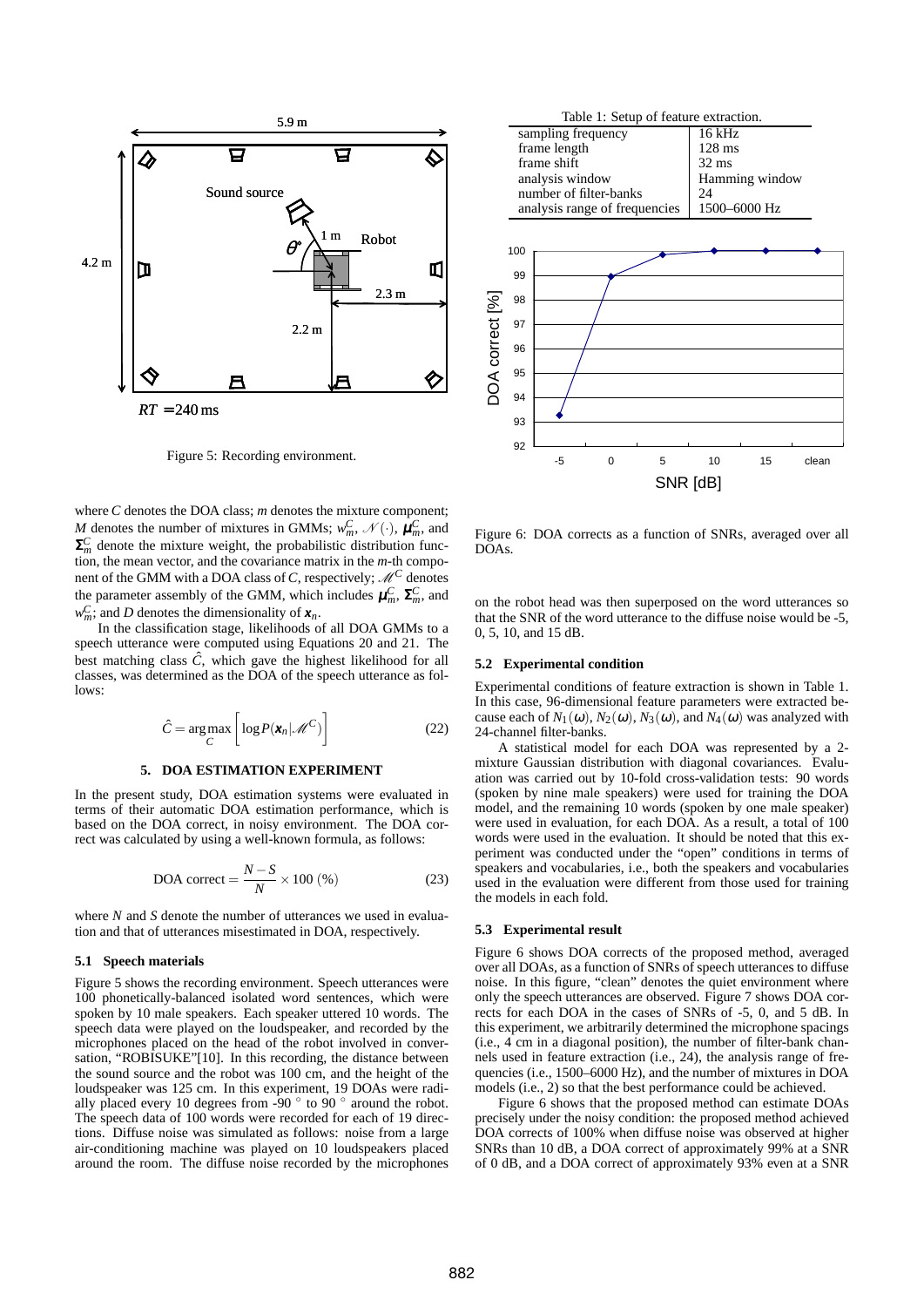Figure 5: Recording environment.

where $C$ denotes the DOA class; $m$ denotes the mixture component; $M$ denotes the number of mixtures in GMMs; $w_m^C$, $\mathcal{N}(\cdot)$, $\boldsymbol{\mu}_m^C$, and $\boldsymbol{\Sigma}_m^C$ denote the mixture weight, the probabilistic distribution function, the mean vector, and the covariance matrix in the $m$-th component of the GMM with a DOA class of $C$, respectively; $\mathscr{M}^C$ denotes the parameter assembly of the GMM, which includes $\boldsymbol{\mu}_m^C$, $\boldsymbol{\Sigma}_m^C$, and $w_m^C$; and $D$ denotes the dimensionality of $\boldsymbol{x}_n$.

In the classification stage, likelihoods of all DOA GMMs to a speech utterance were computed using Equations 20 and 21. The best matching class $\hat{C}$, which gave the highest likelihood for all classes, was determined as the DOA of the speech utterance as follows:

$$\hat{C} = \arg\max_{C} \left[ \log P(\boldsymbol{x}_n | \mathscr{M}^C) \right] \tag{22}$$

## 5. DOA ESTIMATION EXPERIMENT

In the present study, DOA estimation systems were evaluated in terms of their automatic DOA estimation performance, which is based on the DOA correct, in noisy environment. The DOA correct was calculated by using a well-known formula, as follows:

$$\text{DOA correct} = \frac{N - S}{N} \times 100 \ (\%) \tag{23}$$

where $N$ and $S$ denote the number of utterances we used in evaluation and that of utterances misestimated in DOA, respectively.

### 5.1 Speech materials

Figure 5 shows the recording environment. Speech utterances were 100 phonetically-balanced isolated word sentences, which were spoken by 10 male speakers. Each speaker uttered 10 words. The speech data were played on the loudspeaker, and recorded by the microphones placed on the head of the robot involved in conversation, "ROBISUKE"[10]. In this recording, the distance between the sound source and the robot was 100 cm, and the height of the loudspeaker was 125 cm. In this experiment, 19 DOAs were radially placed every 10 degrees from -90 ° to 90 ° around the robot. The speech data of 100 words were recorded for each of 19 directions. Diffuse noise was simulated as follows: noise from a large air-conditioning machine was played on 10 loudspeakers placed around the room. The diffuse noise recorded by the microphones on the robot head was then superposed on the word utterances so that the SNR of the word utterance to the diffuse noise would be -5, 0, 5, 10, and 15 dB.

Table 1: Setup of feature extraction.

| | |
|---|---|
| sampling frequency | 16 kHz |
| frame length | 128 ms |
| frame shift | 32 ms |
| analysis window | Hamming window |
| number of filter-banks | 24 |
| analysis range of frequencies | 1500–6000 Hz |

Figure 6: DOA corrects as a function of SNRs, averaged over all DOAs.

### 5.2 Experimental condition

Experimental conditions of feature extraction is shown in Table 1. In this case, 96-dimensional feature parameters were extracted because each of $N_1(\omega)$, $N_2(\omega)$, $N_3(\omega)$, and $N_4(\omega)$ was analyzed with 24-channel filter-banks.

A statistical model for each DOA was represented by a 2-mixture Gaussian distribution with diagonal covariances. Evaluation was carried out by 10-fold cross-validation tests: 90 words (spoken by nine male speakers) were used for training the DOA model, and the remaining 10 words (spoken by one male speaker) were used in evaluation, for each DOA. As a result, a total of 100 words were used in the evaluation. It should be noted that this experiment was conducted under the "open" conditions in terms of speakers and vocabularies, i.e., both the speakers and vocabularies used in the evaluation were different from those used for training the models in each fold.

### 5.3 Experimental result

Figure 6 shows DOA corrects of the proposed method, averaged over all DOAs, as a function of SNRs of speech utterances to diffuse noise. In this figure, "clean" denotes the quiet environment where only the speech utterances are observed. Figure 7 shows DOA corrects for each DOA in the cases of SNRs of -5, 0, and 5 dB. In this experiment, we arbitrarily determined the microphone spacings (i.e., 4 cm in a diagonal position), the number of filter-bank channels used in feature extraction (i.e., 24), the analysis range of frequencies (i.e., 1500–6000 Hz), and the number of mixtures in DOA models (i.e., 2) so that the best performance could be achieved.

Figure 6 shows that the proposed method can estimate DOAs precisely under the noisy condition: the proposed method achieved DOA corrects of 100% when diffuse noise was observed at higher SNRs than 10 dB, a DOA correct of approximately 99% at a SNR of 0 dB, and a DOA correct of approximately 93% even at a SNR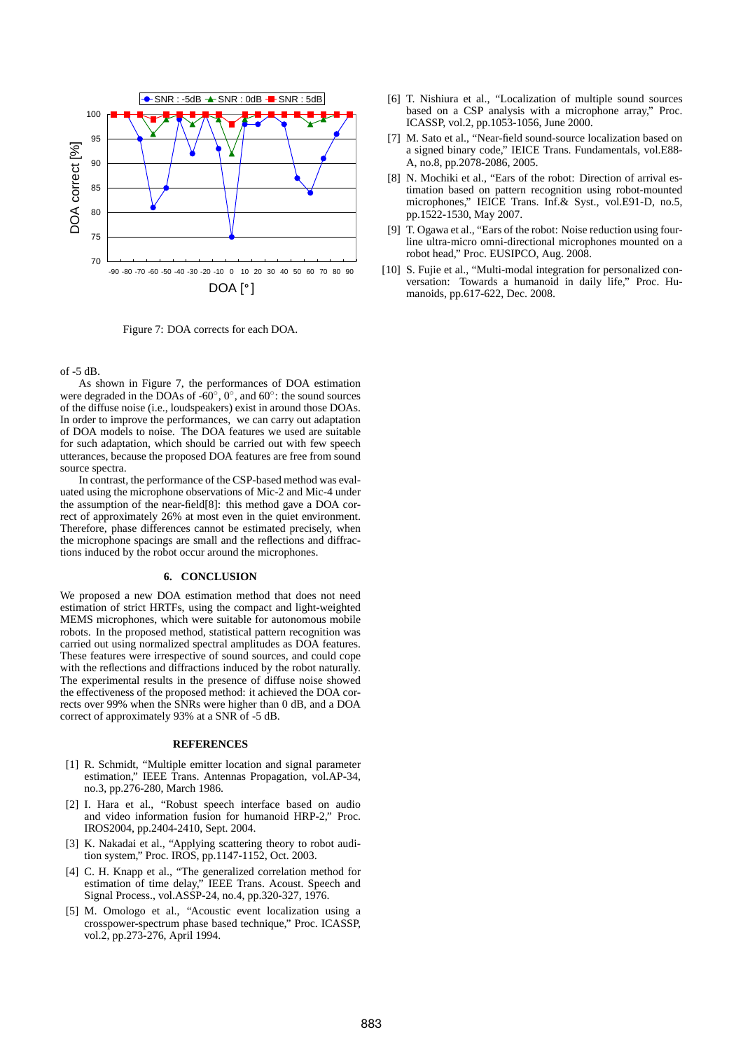SNR : -5dB
SNR : 0dB
SNR : 5dB

DOA correct [%]

100
95
90
85
80
75
70

-90 -80 -70 -60 -50 -40 -30 -20 -10 0 10 20 30 40 50 60 70 80 90

DOA [°]

Figure 7: DOA corrects for each DOA.

of -5 dB.

As shown in Figure 7, the performances of DOA estimation were degraded in the DOAs of -60°, 0°, and 60°: the sound sources of the diffuse noise (i.e., loudspeakers) exist in around those DOAs. In order to improve the performances, we can carry out adaptation of DOA models to noise. The DOA features we used are suitable for such adaptation, which should be carried out with few speech utterances, because the proposed DOA features are free from sound source spectra.

In contrast, the performance of the CSP-based method was evaluated using the microphone observations of Mic-2 and Mic-4 under the assumption of the near-field[8]: this method gave a DOA correct of approximately 26% at most even in the quiet environment. Therefore, phase differences cannot be estimated precisely, when the microphone spacings are small and the reflections and diffractions induced by the robot occur around the microphones.

## 6. CONCLUSION

We proposed a new DOA estimation method that does not need estimation of strict HRTFs, using the compact and light-weighted MEMS microphones, which were suitable for autonomous mobile robots. In the proposed method, statistical pattern recognition was carried out using normalized spectral amplitudes as DOA features. These features were irrespective of sound sources, and could cope with the reflections and diffractions induced by the robot naturally. The experimental results in the presence of diffuse noise showed the effectiveness of the proposed method: it achieved the DOA corrects over 99% when the SNRs were higher than 0 dB, and a DOA correct of approximately 93% at a SNR of -5 dB.

## REFERENCES

[1] R. Schmidt, "Multiple emitter location and signal parameter estimation," IEEE Trans. Antennas Propagation, vol.AP-34, no.3, pp.276-280, March 1986.

[2] I. Hara et al., "Robust speech interface based on audio and video information fusion for humanoid HRP-2," Proc. IROS2004, pp.2404-2410, Sept. 2004.

[3] K. Nakadai et al., "Applying scattering theory to robot audition system," Proc. IROS, pp.1147-1152, Oct. 2003.

[4] C. H. Knapp et al., "The generalized correlation method for estimation of time delay," IEEE Trans. Acoust. Speech and Signal Process., vol.ASSP-24, no.4, pp.320-327, 1976.

[5] M. Omologo et al., "Acoustic event localization using a crosspower-spectrum phase based technique," Proc. ICASSP, vol.2, pp.273-276, April 1994.

[6] T. Nishiura et al., "Localization of multiple sound sources based on a CSP analysis with a microphone array," Proc. ICASSP, vol.2, pp.1053-1056, June 2000.

[7] M. Sato et al., "Near-field sound-source localization based on a signed binary code," IEICE Trans. Fundamentals, vol.E88-A, no.8, pp.2078-2086, 2005.

[8] N. Mochiki et al., "Ears of the robot: Direction of arrival estimation based on pattern recognition using robot-mounted microphones," IEICE Trans. Inf.& Syst., vol.E91-D, no.5, pp.1522-1530, May 2007.

[9] T. Ogawa et al., "Ears of the robot: Noise reduction using four-line ultra-micro omni-directional microphones mounted on a robot head," Proc. EUSIPCO, Aug. 2008.

[10] S. Fujie et al., "Multi-modal integration for personalized conversation: Towards a humanoid in daily life," Proc. Humanoids, pp.617-622, Dec. 2008.